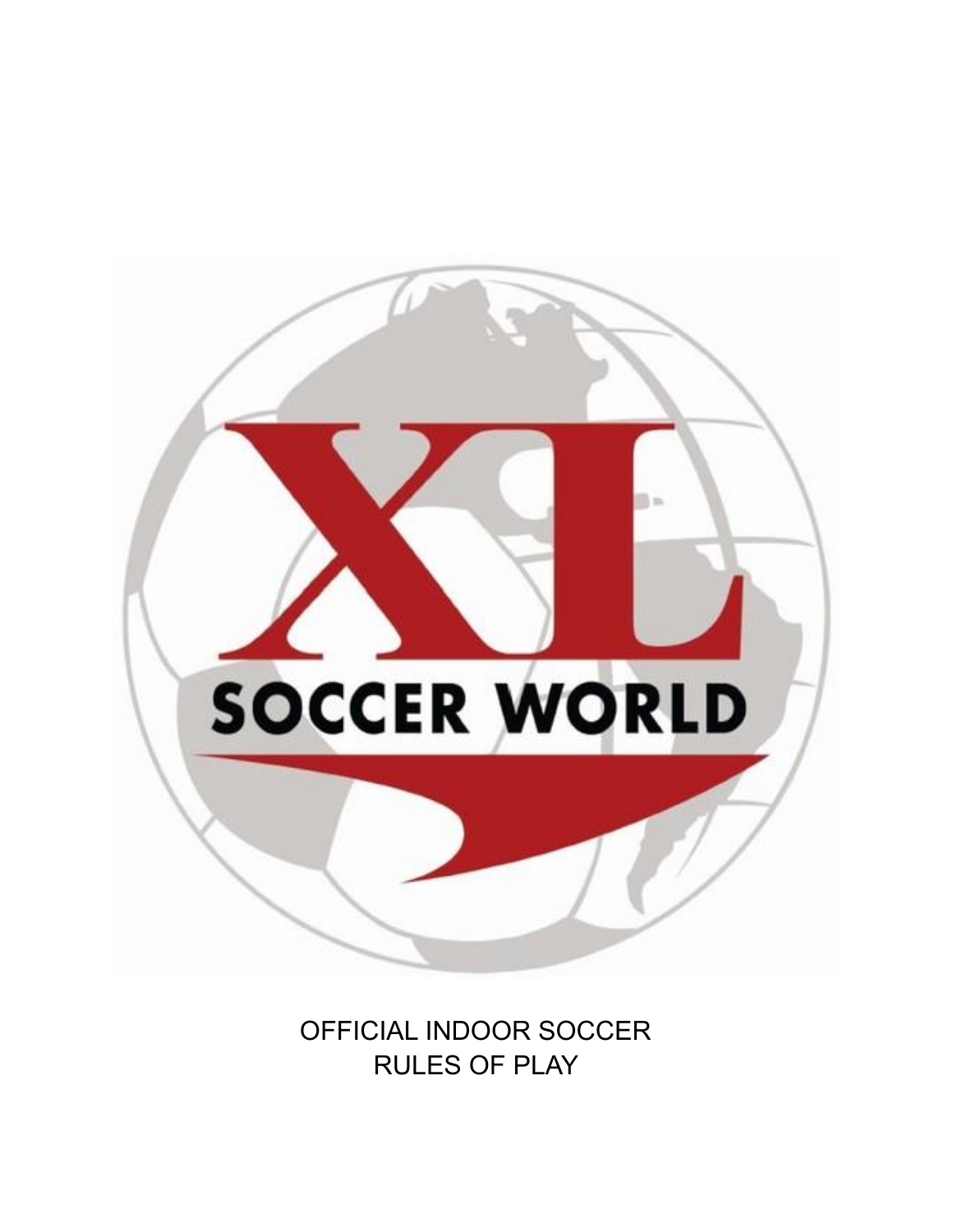XL SOCCER WORLD

OFFICIAL INDOOR SOCCER
RULES OF PLAY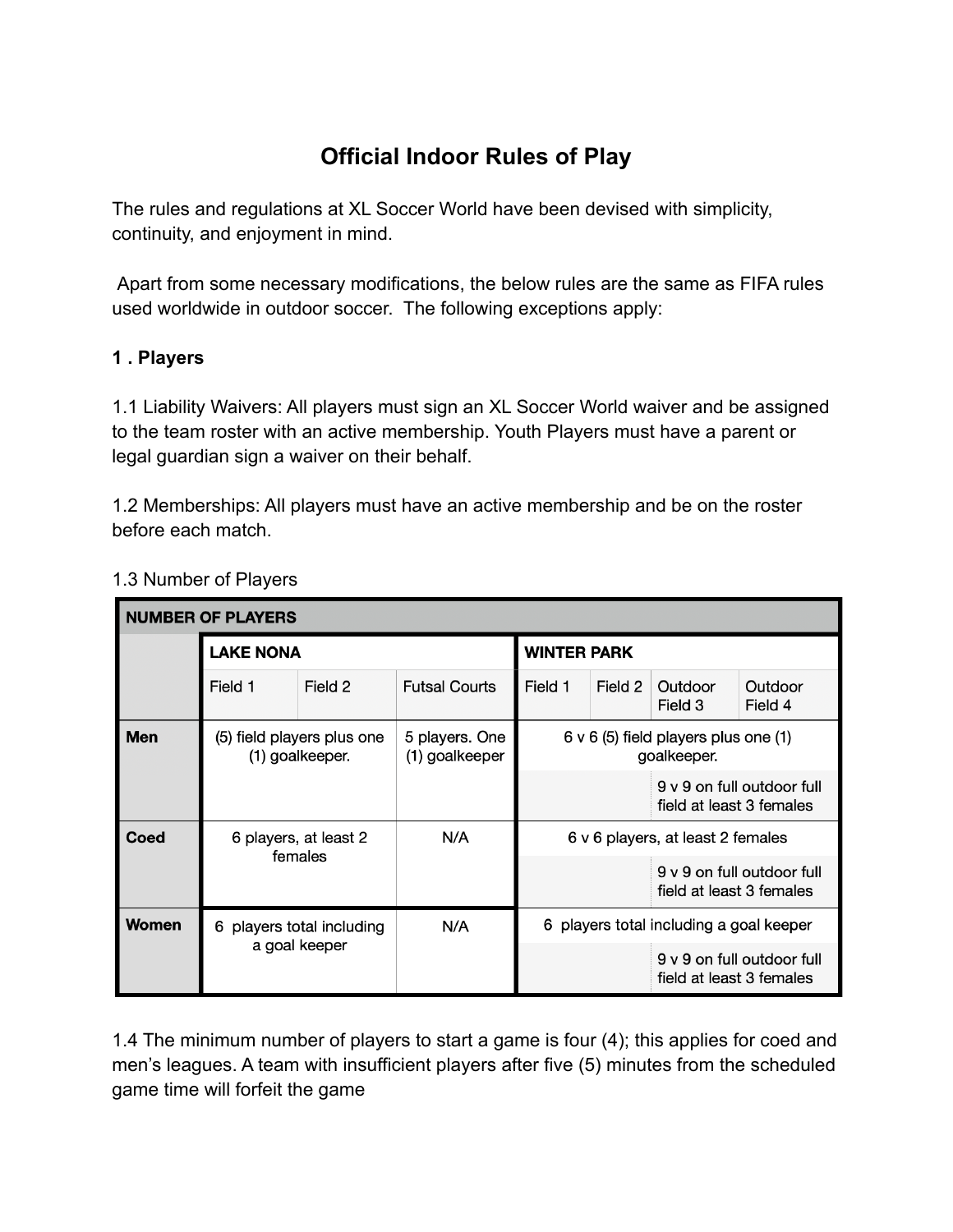# Official Indoor Rules of Play

The rules and regulations at XL Soccer World have been devised with simplicity, continuity, and enjoyment in mind.

Apart from some necessary modifications, the below rules are the same as FIFA rules used worldwide in outdoor soccer. The following exceptions apply:

**1 . Players**

1.1 Liability Waivers: All players must sign an XL Soccer World waiver and be assigned to the team roster with an active membership. Youth Players must have a parent or legal guardian sign a waiver on their behalf.

1.2 Memberships: All players must have an active membership and be on the roster before each match.

1.3 Number of Players

| NUMBER OF PLAYERS | | | | | | | |
|---|---|---|---|---|---|---|---|
| | LAKE NONA | | | WINTER PARK | | | |
| | Field 1 | Field 2 | Futsal Courts | Field 1 | Field 2 | Outdoor Field 3 | Outdoor Field 4 |
| **Men** | (5) field players plus one (1) goalkeeper. | | 5 players. One (1) goalkeeper | 6 v 6 (5) field players plus one (1) goalkeeper. | | | |
| | | | | | | 9 v 9 on full outdoor full field at least 3 females | |
| **Coed** | 6 players, at least 2 females | | N/A | 6 v 6 players, at least 2 females | | | |
| | | | | | | 9 v 9 on full outdoor full field at least 3 females | |
| **Women** | 6 players total including a goal keeper | | N/A | 6 players total including a goal keeper | | | |
| | | | | | | 9 v 9 on full outdoor full field at least 3 females | |

1.4 The minimum number of players to start a game is four (4); this applies for coed and men's leagues. A team with insufficient players after five (5) minutes from the scheduled game time will forfeit the game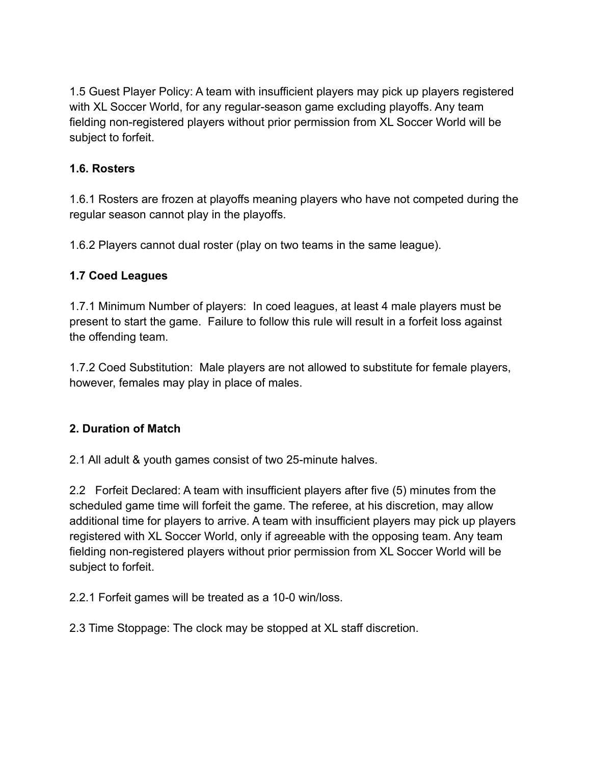1.5 Guest Player Policy: A team with insufficient players may pick up players registered with XL Soccer World, for any regular-season game excluding playoffs. Any team fielding non-registered players without prior permission from XL Soccer World will be subject to forfeit.

**1.6. Rosters**

1.6.1 Rosters are frozen at playoffs meaning players who have not competed during the regular season cannot play in the playoffs.

1.6.2 Players cannot dual roster (play on two teams in the same league).

**1.7 Coed Leagues**

1.7.1 Minimum Number of players: In coed leagues, at least 4 male players must be present to start the game. Failure to follow this rule will result in a forfeit loss against the offending team.

1.7.2 Coed Substitution: Male players are not allowed to substitute for female players, however, females may play in place of males.

## 2. Duration of Match

2.1 All adult & youth games consist of two 25-minute halves.

2.2 Forfeit Declared: A team with insufficient players after five (5) minutes from the scheduled game time will forfeit the game. The referee, at his discretion, may allow additional time for players to arrive. A team with insufficient players may pick up players registered with XL Soccer World, only if agreeable with the opposing team. Any team fielding non-registered players without prior permission from XL Soccer World will be subject to forfeit.

2.2.1 Forfeit games will be treated as a 10-0 win/loss.

2.3 Time Stoppage: The clock may be stopped at XL staff discretion.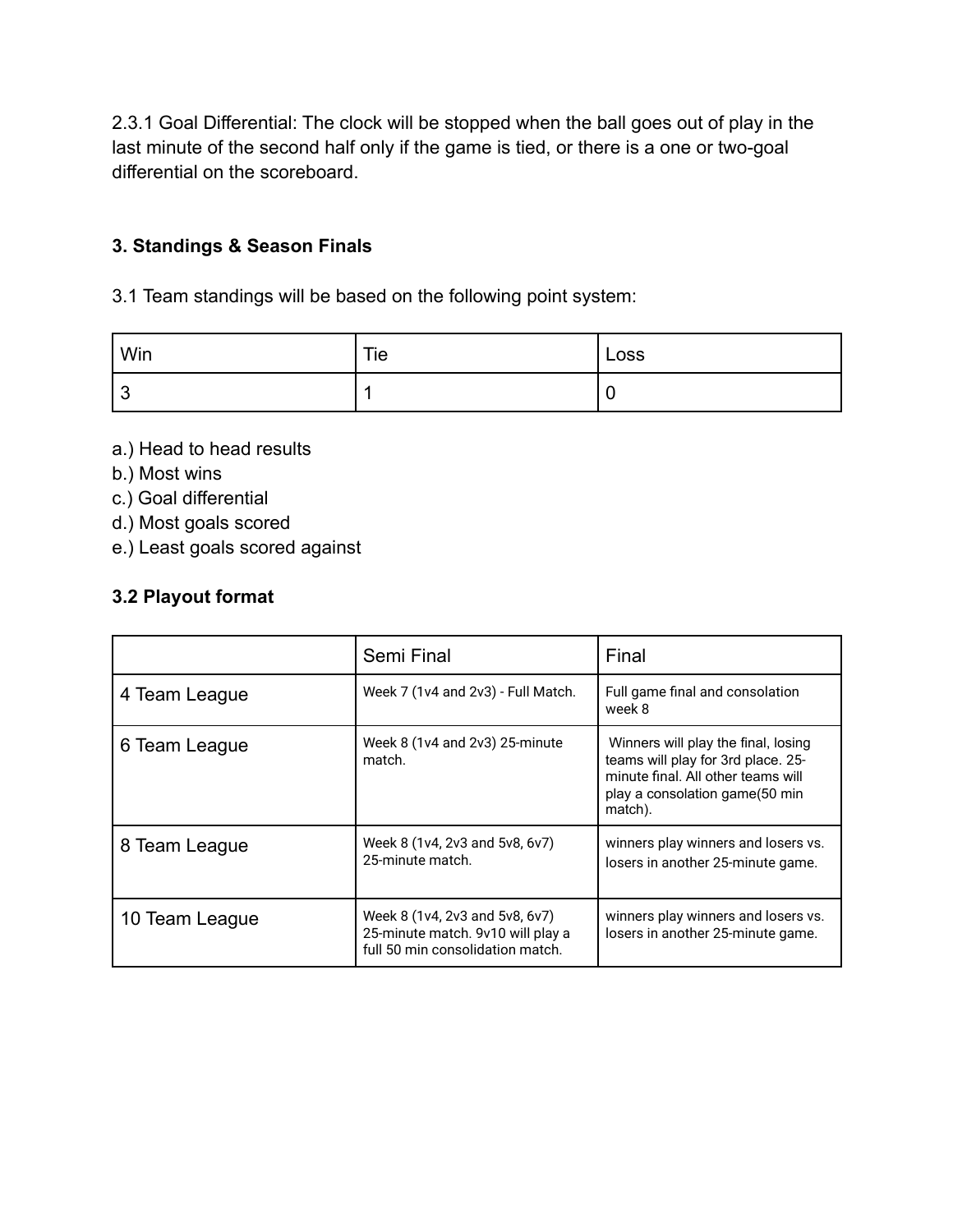2.3.1 Goal Differential: The clock will be stopped when the ball goes out of play in the last minute of the second half only if the game is tied, or there is a one or two-goal differential on the scoreboard.

### 3. Standings & Season Finals

3.1 Team standings will be based on the following point system:

| Win | Tie | Loss |
|---|---|---|
| 3 | 1 | 0 |

a.) Head to head results
b.) Most wins
c.) Goal differential
d.) Most goals scored
e.) Least goals scored against

### 3.2 Playout format

| | Semi Final | Final |
|---|---|---|
| 4 Team League | Week 7 (1v4 and 2v3) - Full Match. | Full game final and consolation week 8 |
| 6 Team League | Week 8 (1v4 and 2v3) 25-minute match. | Winners will play the final, losing teams will play for 3rd place. 25-minute final. All other teams will play a consolation game(50 min match). |
| 8 Team League | Week 8 (1v4, 2v3 and 5v8, 6v7) 25-minute match. | winners play winners and losers vs. losers in another 25-minute game. |
| 10 Team League | Week 8 (1v4, 2v3 and 5v8, 6v7) 25-minute match. 9v10 will play a full 50 min consolidation match. | winners play winners and losers vs. losers in another 25-minute game. |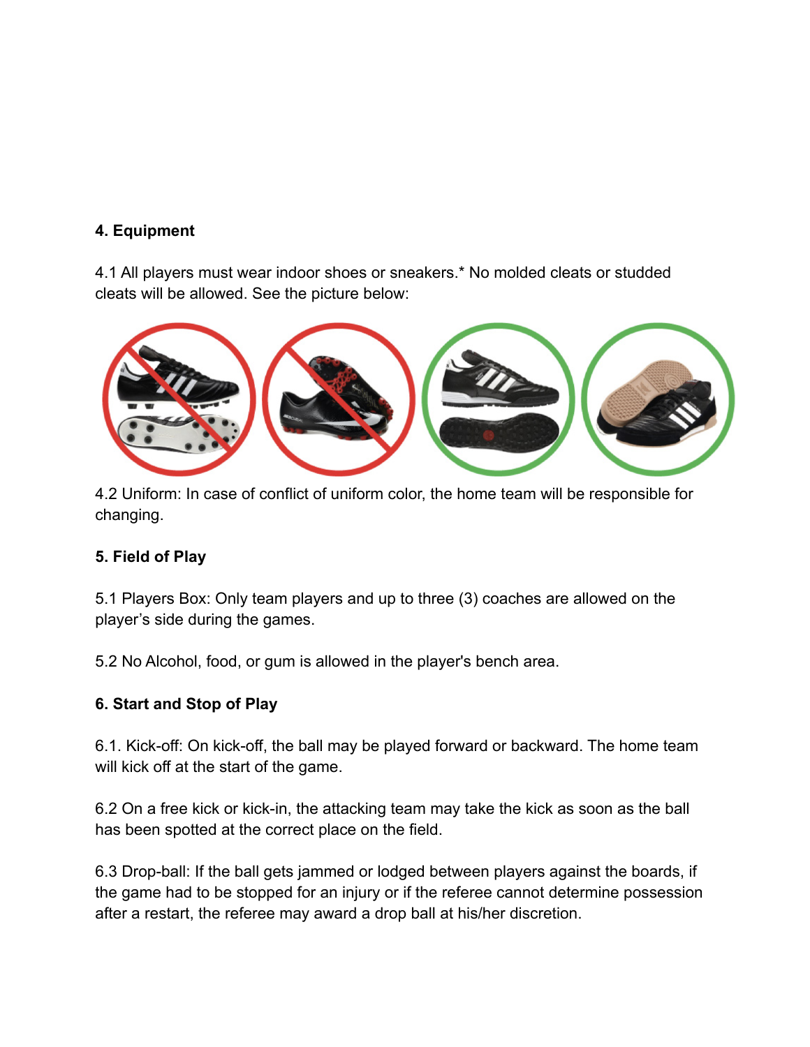**4. Equipment**

4.1 All players must wear indoor shoes or sneakers.* No molded cleats or studded cleats will be allowed. See the picture below:

4.2 Uniform: In case of conflict of uniform color, the home team will be responsible for changing.

**5. Field of Play**

5.1 Players Box: Only team players and up to three (3) coaches are allowed on the player's side during the games.

5.2 No Alcohol, food, or gum is allowed in the player's bench area.

**6. Start and Stop of Play**

6.1. Kick-off: On kick-off, the ball may be played forward or backward. The home team will kick off at the start of the game.

6.2 On a free kick or kick-in, the attacking team may take the kick as soon as the ball has been spotted at the correct place on the field.

6.3 Drop-ball: If the ball gets jammed or lodged between players against the boards, if the game had to be stopped for an injury or if the referee cannot determine possession after a restart, the referee may award a drop ball at his/her discretion.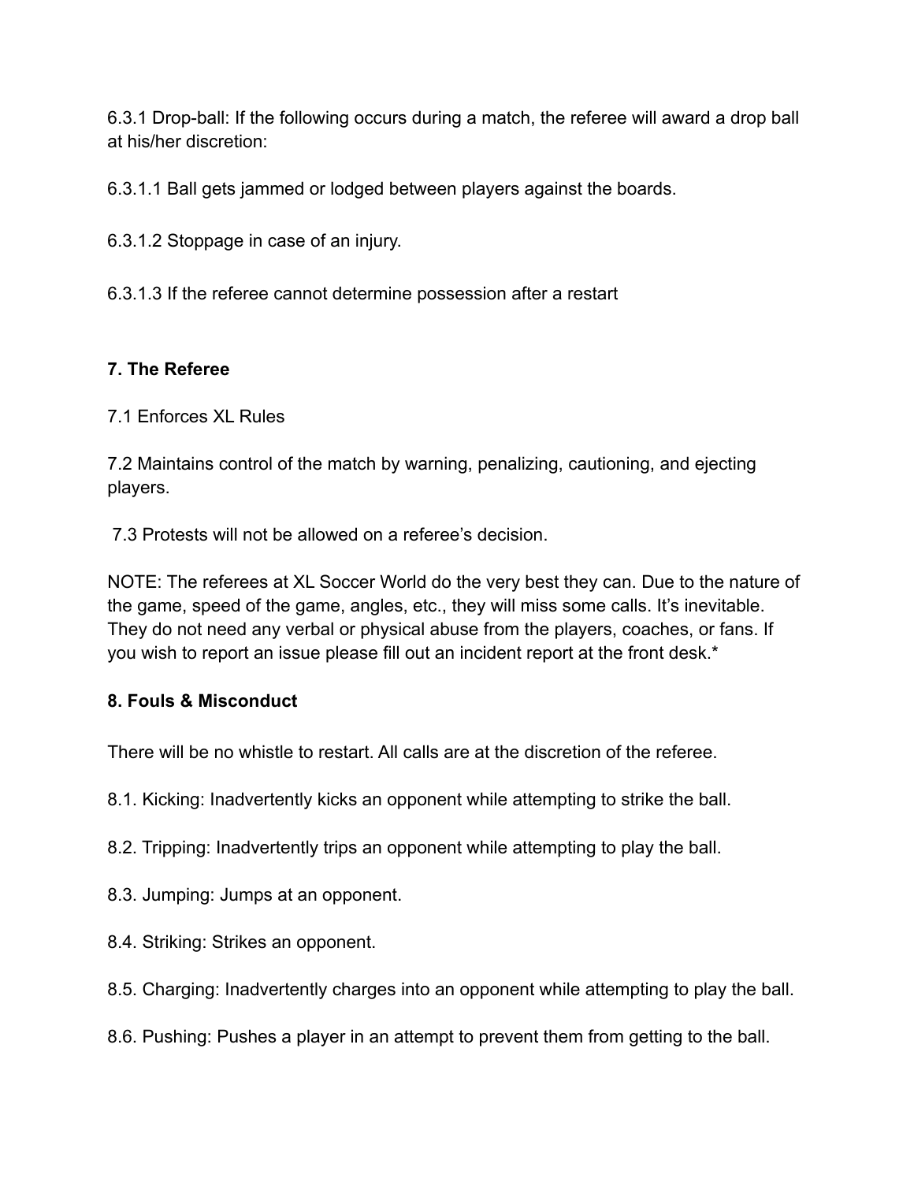6.3.1 Drop-ball: If the following occurs during a match, the referee will award a drop ball at his/her discretion:

6.3.1.1 Ball gets jammed or lodged between players against the boards.

6.3.1.2 Stoppage in case of an injury.

6.3.1.3 If the referee cannot determine possession after a restart

**7. The Referee**

7.1 Enforces XL Rules

7.2 Maintains control of the match by warning, penalizing, cautioning, and ejecting players.

7.3 Protests will not be allowed on a referee's decision.

NOTE: The referees at XL Soccer World do the very best they can. Due to the nature of the game, speed of the game, angles, etc., they will miss some calls. It's inevitable. They do not need any verbal or physical abuse from the players, coaches, or fans. If you wish to report an issue please fill out an incident report at the front desk.*

**8. Fouls & Misconduct**

There will be no whistle to restart. All calls are at the discretion of the referee.

8.1. Kicking: Inadvertently kicks an opponent while attempting to strike the ball.

8.2. Tripping: Inadvertently trips an opponent while attempting to play the ball.

8.3. Jumping: Jumps at an opponent.

8.4. Striking: Strikes an opponent.

8.5. Charging: Inadvertently charges into an opponent while attempting to play the ball.

8.6. Pushing: Pushes a player in an attempt to prevent them from getting to the ball.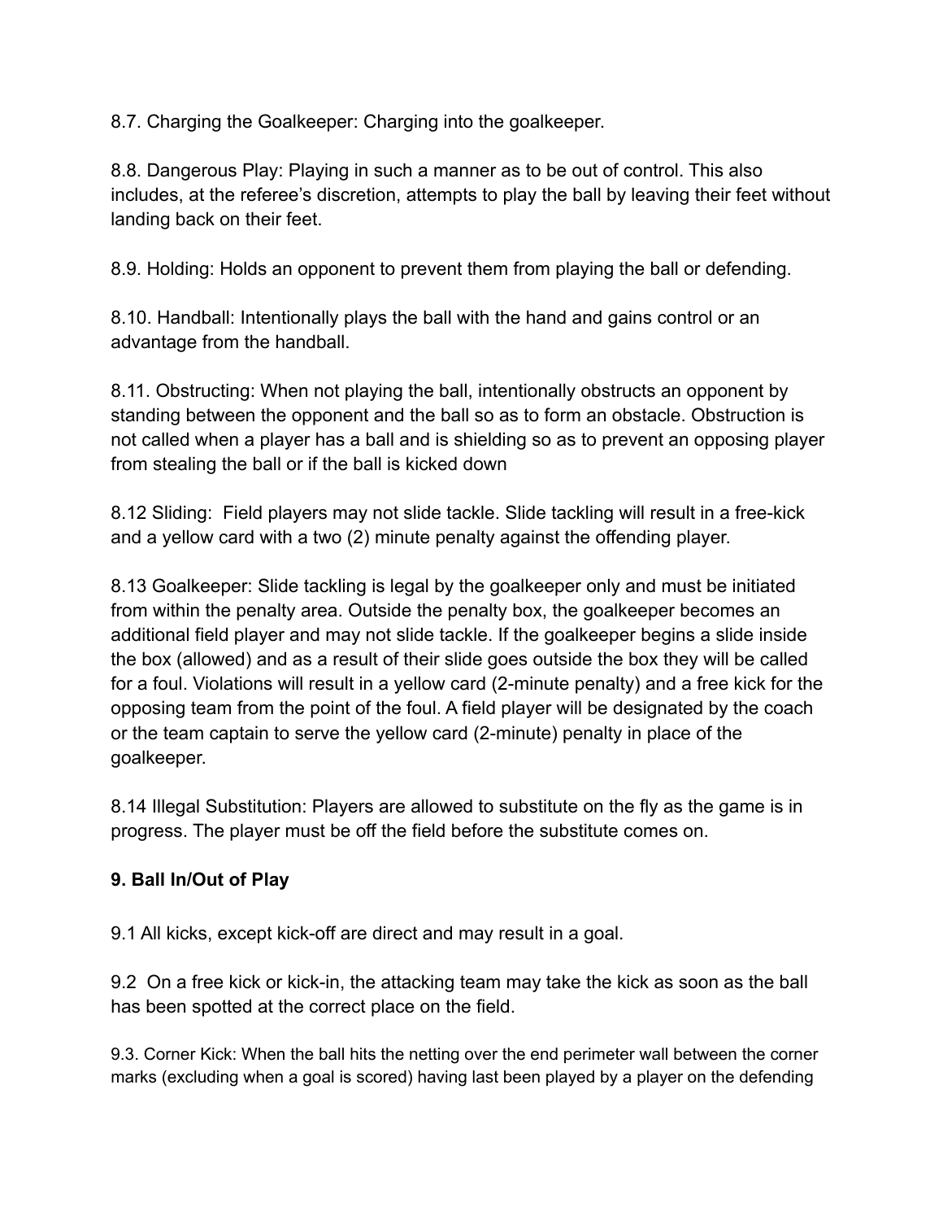8.7. Charging the Goalkeeper: Charging into the goalkeeper.

8.8. Dangerous Play: Playing in such a manner as to be out of control. This also includes, at the referee's discretion, attempts to play the ball by leaving their feet without landing back on their feet.

8.9. Holding: Holds an opponent to prevent them from playing the ball or defending.

8.10. Handball: Intentionally plays the ball with the hand and gains control or an advantage from the handball.

8.11. Obstructing: When not playing the ball, intentionally obstructs an opponent by standing between the opponent and the ball so as to form an obstacle. Obstruction is not called when a player has a ball and is shielding so as to prevent an opposing player from stealing the ball or if the ball is kicked down

8.12 Sliding: Field players may not slide tackle. Slide tackling will result in a free-kick and a yellow card with a two (2) minute penalty against the offending player.

8.13 Goalkeeper: Slide tackling is legal by the goalkeeper only and must be initiated from within the penalty area. Outside the penalty box, the goalkeeper becomes an additional field player and may not slide tackle. If the goalkeeper begins a slide inside the box (allowed) and as a result of their slide goes outside the box they will be called for a foul. Violations will result in a yellow card (2-minute penalty) and a free kick for the opposing team from the point of the foul. A field player will be designated by the coach or the team captain to serve the yellow card (2-minute) penalty in place of the goalkeeper.

8.14 Illegal Substitution: Players are allowed to substitute on the fly as the game is in progress. The player must be off the field before the substitute comes on.

**9. Ball In/Out of Play**

9.1 All kicks, except kick-off are direct and may result in a goal.

9.2 On a free kick or kick-in, the attacking team may take the kick as soon as the ball has been spotted at the correct place on the field.

9.3. Corner Kick: When the ball hits the netting over the end perimeter wall between the corner marks (excluding when a goal is scored) having last been played by a player on the defending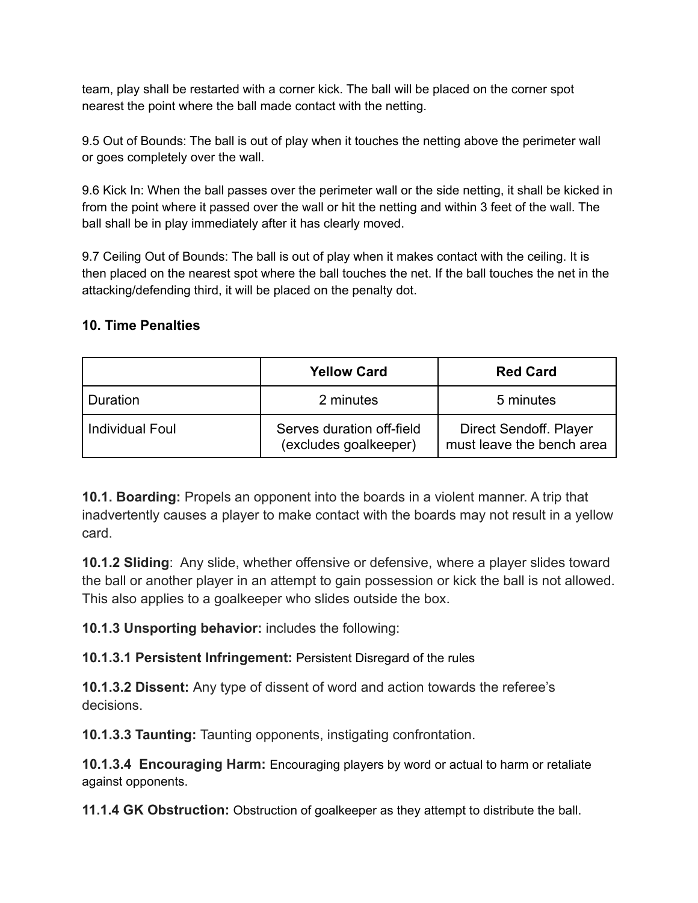team, play shall be restarted with a corner kick. The ball will be placed on the corner spot nearest the point where the ball made contact with the netting.

9.5 Out of Bounds: The ball is out of play when it touches the netting above the perimeter wall or goes completely over the wall.

9.6 Kick In: When the ball passes over the perimeter wall or the side netting, it shall be kicked in from the point where it passed over the wall or hit the netting and within 3 feet of the wall. The ball shall be in play immediately after it has clearly moved.

9.7 Ceiling Out of Bounds: The ball is out of play when it makes contact with the ceiling. It is then placed on the nearest spot where the ball touches the net. If the ball touches the net in the attacking/defending third, it will be placed on the penalty dot.

## 10. Time Penalties

| | Yellow Card | Red Card |
|---|---|---|
| Duration | 2 minutes | 5 minutes |
| Individual Foul | Serves duration off-field (excludes goalkeeper) | Direct Sendoff. Player must leave the bench area |

**10.1. Boarding:** Propels an opponent into the boards in a violent manner. A trip that inadvertently causes a player to make contact with the boards may not result in a yellow card.

**10.1.2 Sliding**: Any slide, whether offensive or defensive, where a player slides toward the ball or another player in an attempt to gain possession or kick the ball is not allowed. This also applies to a goalkeeper who slides outside the box.

**10.1.3 Unsporting behavior:** includes the following:

**10.1.3.1 Persistent Infringement:** Persistent Disregard of the rules

**10.1.3.2 Dissent:** Any type of dissent of word and action towards the referee's decisions.

**10.1.3.3 Taunting:** Taunting opponents, instigating confrontation.

**10.1.3.4 Encouraging Harm:** Encouraging players by word or actual to harm or retaliate against opponents.

**11.1.4 GK Obstruction:** Obstruction of goalkeeper as they attempt to distribute the ball.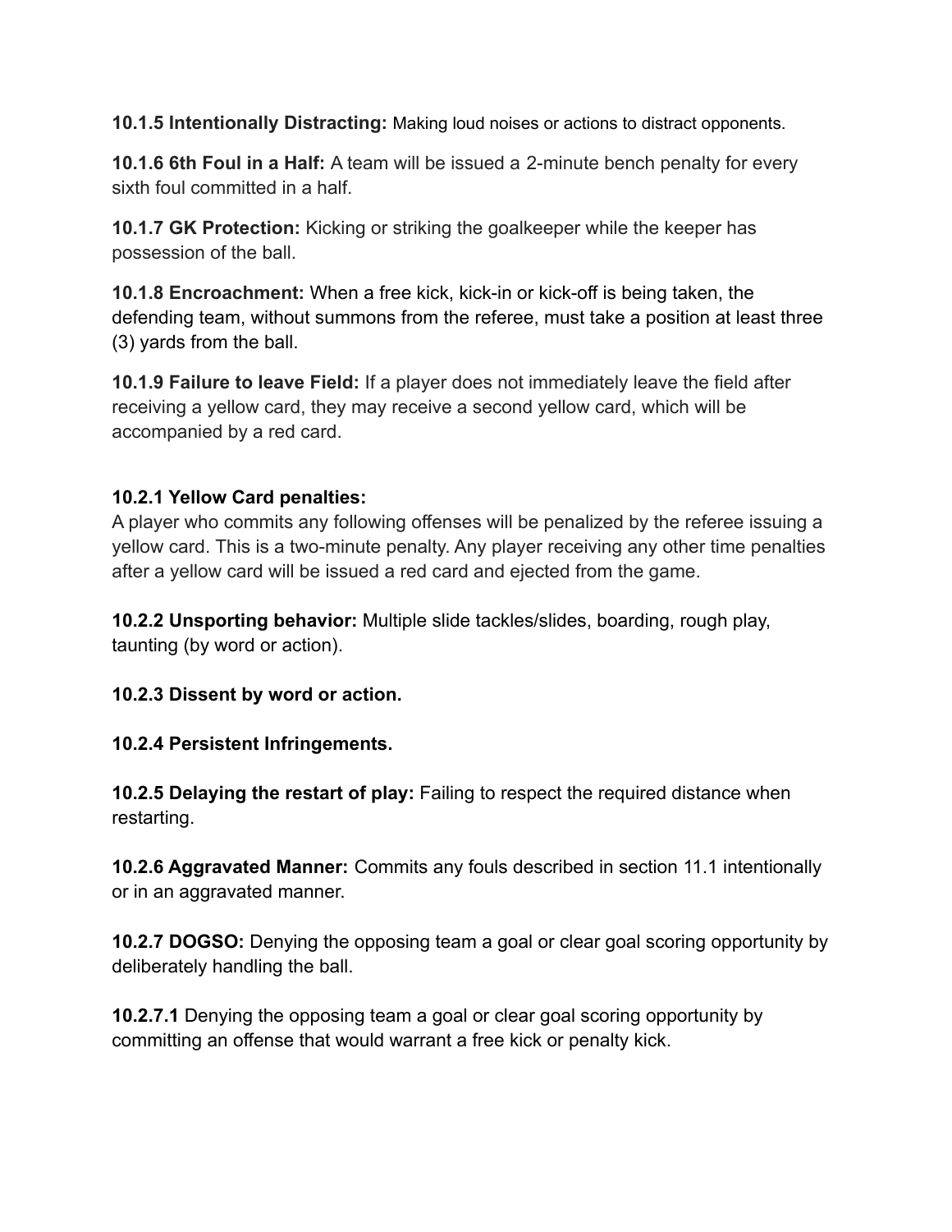**10.1.5 Intentionally Distracting:** Making loud noises or actions to distract opponents.

**10.1.6 6th Foul in a Half:** A team will be issued a 2-minute bench penalty for every sixth foul committed in a half.

**10.1.7 GK Protection:** Kicking or striking the goalkeeper while the keeper has possession of the ball.

**10.1.8 Encroachment:** When a free kick, kick-in or kick-off is being taken, the defending team, without summons from the referee, must take a position at least three (3) yards from the ball.

**10.1.9 Failure to leave Field:** If a player does not immediately leave the field after receiving a yellow card, they may receive a second yellow card, which will be accompanied by a red card.

**10.2.1 Yellow Card penalties:**
A player who commits any following offenses will be penalized by the referee issuing a yellow card. This is a two-minute penalty. Any player receiving any other time penalties after a yellow card will be issued a red card and ejected from the game.

**10.2.2 Unsporting behavior:** Multiple slide tackles/slides, boarding, rough play, taunting (by word or action).

**10.2.3 Dissent by word or action.**

**10.2.4 Persistent Infringements.**

**10.2.5 Delaying the restart of play:** Failing to respect the required distance when restarting.

**10.2.6 Aggravated Manner:** Commits any fouls described in section 11.1 intentionally or in an aggravated manner.

**10.2.7 DOGSO:** Denying the opposing team a goal or clear goal scoring opportunity by deliberately handling the ball.

**10.2.7.1** Denying the opposing team a goal or clear goal scoring opportunity by committing an offense that would warrant a free kick or penalty kick.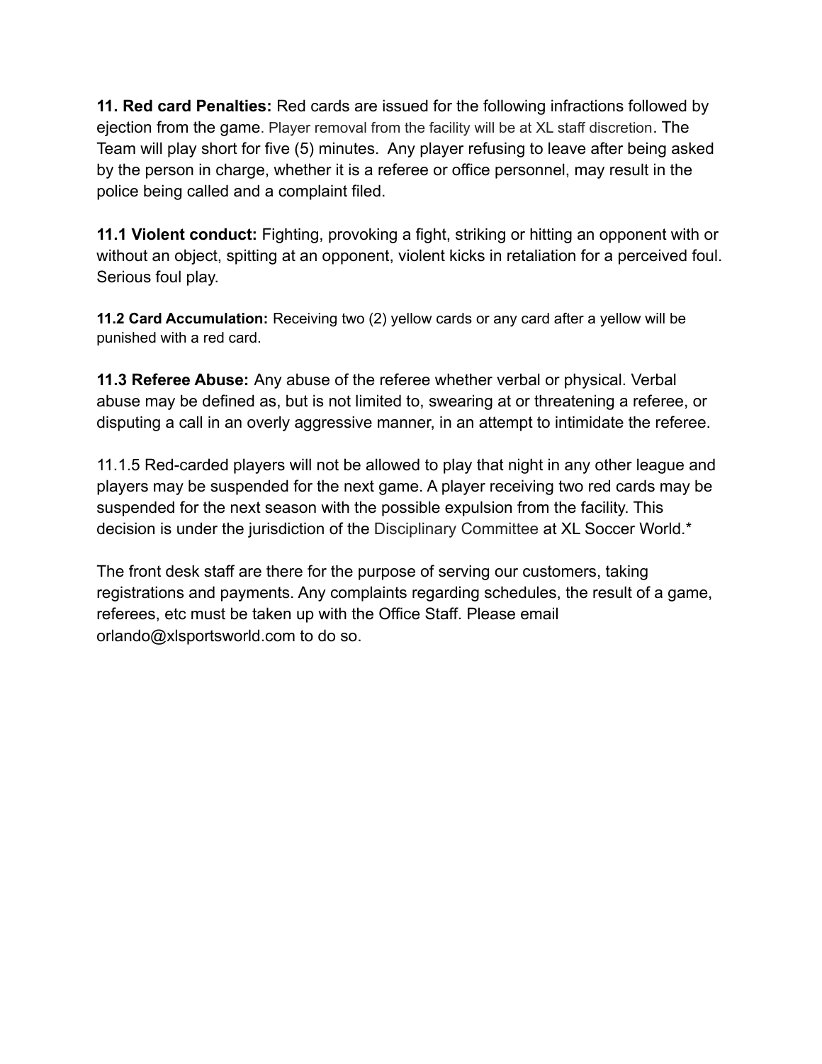**11. Red card Penalties:** Red cards are issued for the following infractions followed by ejection from the game. Player removal from the facility will be at XL staff discretion. The Team will play short for five (5) minutes. Any player refusing to leave after being asked by the person in charge, whether it is a referee or office personnel, may result in the police being called and a complaint filed.

**11.1 Violent conduct:** Fighting, provoking a fight, striking or hitting an opponent with or without an object, spitting at an opponent, violent kicks in retaliation for a perceived foul. Serious foul play.

**11.2 Card Accumulation:** Receiving two (2) yellow cards or any card after a yellow will be punished with a red card.

**11.3 Referee Abuse:** Any abuse of the referee whether verbal or physical. Verbal abuse may be defined as, but is not limited to, swearing at or threatening a referee, or disputing a call in an overly aggressive manner, in an attempt to intimidate the referee.

11.1.5 Red-carded players will not be allowed to play that night in any other league and players may be suspended for the next game. A player receiving two red cards may be suspended for the next season with the possible expulsion from the facility. This decision is under the jurisdiction of the Disciplinary Committee at XL Soccer World.*

The front desk staff are there for the purpose of serving our customers, taking registrations and payments. Any complaints regarding schedules, the result of a game, referees, etc must be taken up with the Office Staff. Please email orlando@xlsportsworld.com to do so.